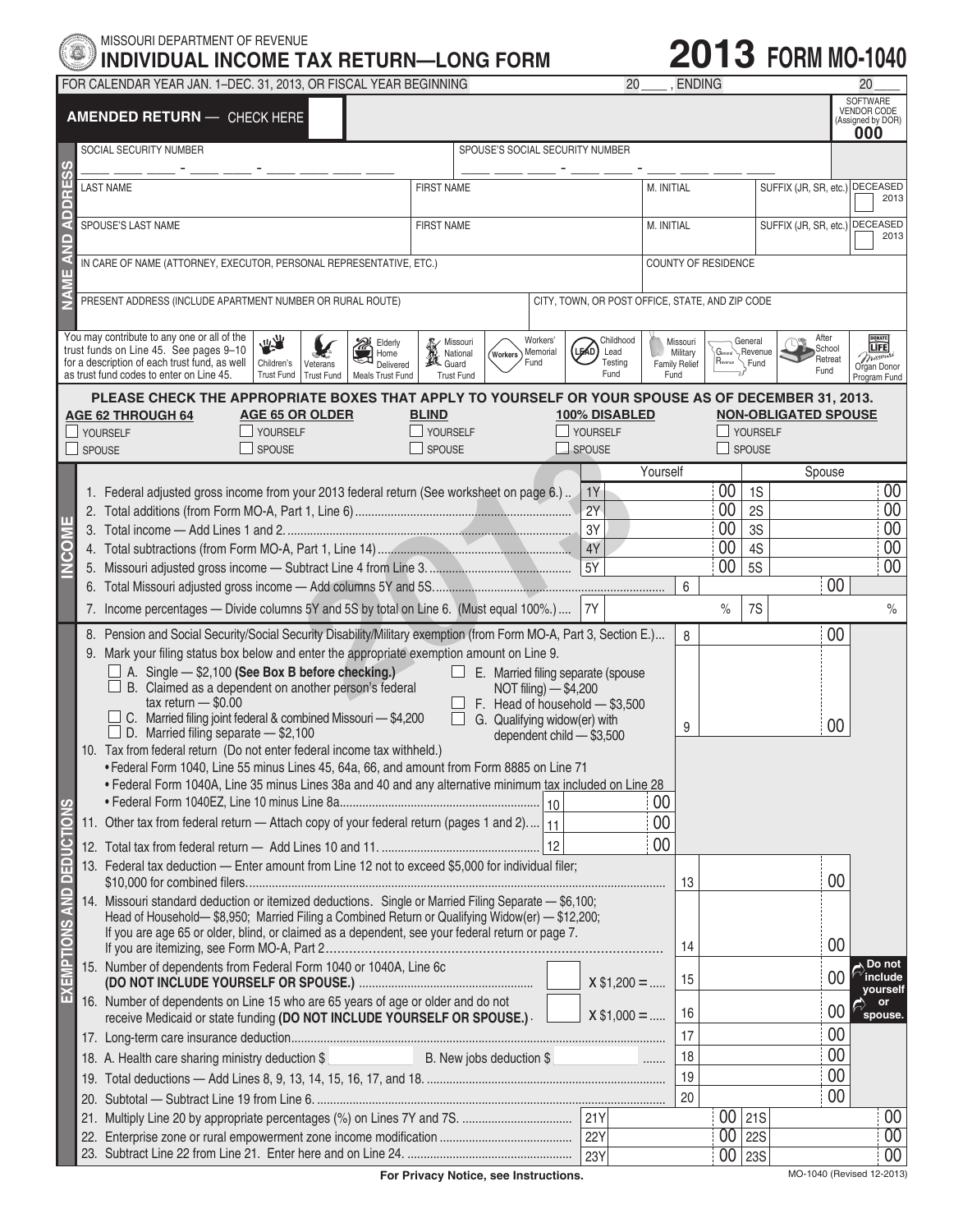MISSOURI DEPARTMENT OF REVENUE

# INDIVIDUAL INCOME TAX RETURN—LONG FORM

# 2013 FORM MO-1040

FOR CALENDAR YEAR JAN. 1–DEC. 31, 2013, OR FISCAL YEAR BEGINNING 20____ , ENDING 20____

**AMENDED RETURN** — CHECK HERE ☐

SOFTWARE VENDOR CODE (Assigned by DOR) **000**

## NAME AND ADDRESS

| SOCIAL SECURITY NUMBER | | SPOUSE'S SOCIAL SECURITY NUMBER | | |
|---|---|---|---|---|
| ___ ___ ___ - ___ ___ - ___ ___ ___ ___ | | ___ ___ ___ - ___ ___ - ___ ___ ___ ___ | | |
| LAST NAME | FIRST NAME | M. INITIAL | SUFFIX (JR, SR, etc.) | DECEASED 2013 ☐ |
| SPOUSE'S LAST NAME | FIRST NAME | M. INITIAL | SUFFIX (JR, SR, etc.) | DECEASED 2013 ☐ |
| IN CARE OF NAME (ATTORNEY, EXECUTOR, PERSONAL REPRESENTATIVE, ETC.) | | COUNTY OF RESIDENCE | | |
| PRESENT ADDRESS (INCLUDE APARTMENT NUMBER OR RURAL ROUTE) | | CITY, TOWN, OR POST OFFICE, STATE, AND ZIP CODE | | |

You may contribute to any one or all of the trust funds on Line 45. See pages 9–10 for a description of each trust fund, as well as trust fund codes to enter on Line 45.

Children's Trust Fund | Veterans Trust Fund | Elderly Home Delivered Meals Trust Fund | Missouri National Guard Trust Fund | Workers' Memorial Fund | Childhood Lead Testing Fund | Missouri Military Family Relief Fund | General Revenue Fund | After School Retreat Fund | Organ Donor Program Fund

**PLEASE CHECK THE APPROPRIATE BOXES THAT APPLY TO YOURSELF OR YOUR SPOUSE AS OF DECEMBER 31, 2013.**

| AGE 62 THROUGH 64 | AGE 65 OR OLDER | BLIND | 100% DISABLED | NON-OBLIGATED SPOUSE |
|---|---|---|---|---|
| ☐ YOURSELF | ☐ YOURSELF | ☐ YOURSELF | ☐ YOURSELF | ☐ YOURSELF |
| ☐ SPOUSE | ☐ SPOUSE | ☐ SPOUSE | ☐ SPOUSE | ☐ SPOUSE |

## INCOME

| Line | | Yourself | | Spouse |
|---|---|---|---|---|
| 1. Federal adjusted gross income from your 2013 federal return (See worksheet on page 6.) | 1Y | 00 | 1S | 00 |
| 2. Total additions (from Form MO-A, Part 1, Line 6) | 2Y | 00 | 2S | 00 |
| 3. Total income — Add Lines 1 and 2. | 3Y | 00 | 3S | 00 |
| 4. Total subtractions (from Form MO-A, Part 1, Line 14) | 4Y | 00 | 4S | 00 |
| 5. Missouri adjusted gross income — Subtract Line 4 from Line 3. | 5Y | 00 | 5S | 00 |
| 6. Total Missouri adjusted gross income — Add columns 5Y and 5S. | 6 | 00 | | |
| 7. Income percentages — Divide columns 5Y and 5S by total on Line 6. (Must equal 100%.) | 7Y | % | 7S | % |

## EXEMPTIONS AND DEDUCTIONS

8. Pension and Social Security/Social Security Disability/Military exemption (from Form MO-A, Part 3, Section E.) .... 8 ____ 00

9. Mark your filing status box below and enter the appropriate exemption amount on Line 9. .... 9 ____ 00

- ☐ A. Single — $2,100 **(See Box B before checking.)**
- ☐ B. Claimed as a dependent on another person's federal tax return — $0.00
- ☐ C. Married filing joint federal & combined Missouri — $4,200
- ☐ D. Married filing separate — $2,100
- ☐ E. Married filing separate (spouse NOT filing) — $4,200
- ☐ F. Head of household — $3,500
- ☐ G. Qualifying widow(er) with dependent child — $3,500

10. Tax from federal return (Do not enter federal income tax withheld.)
   - Federal Form 1040, Line 55 minus Lines 45, 64a, 66, and amount from Form 8885 on Line 71
   - Federal Form 1040A, Line 35 minus Lines 38a and 40 and any alternative minimum tax included on Line 28
   - Federal Form 1040EZ, Line 10 minus Line 8a .... 10 ____ 00

11. Other tax from federal return — Attach copy of your federal return (pages 1 and 2). .... 11 ____ 00

12. Total tax from federal return — Add Lines 10 and 11. .... 12 ____ 00

13. Federal tax deduction — Enter amount from Line 12 not to exceed $5,000 for individual filer; $10,000 for combined filers. .... 13 ____ 00

14. Missouri standard deduction or itemized deductions. Single or Married Filing Separate — $6,100; Head of Household— $8,950; Married Filing a Combined Return or Qualifying Widow(er) — $12,200; If you are age 65 or older, blind, or claimed as a dependent, see your federal return or page 7. If you are itemizing, see Form MO-A, Part 2 .... 14 ____ 00

15. Number of dependents from Federal Form 1040 or 1040A, Line 6c **(DO NOT INCLUDE YOURSELF OR SPOUSE.)** ☐ X $1,200 = .... 15 ____ 00

16. Number of dependents on Line 15 who are 65 years of age or older and do not receive Medicaid or state funding **(DO NOT INCLUDE YOURSELF OR SPOUSE.)** ☐ X $1,000 = .... 16 ____ 00

**Do not include yourself or spouse.**

17. Long-term care insurance deduction .... 17 ____ 00

18. A. Health care sharing ministry deduction $ ________ B. New jobs deduction $ ________ .... 18 ____ 00

19. Total deductions — Add Lines 8, 9, 13, 14, 15, 16, 17, and 18. .... 19 ____ 00

20. Subtotal — Subtract Line 19 from Line 6. .... 20 ____ 00

| Line | | Yourself | | Spouse |
|---|---|---|---|---|
| 21. Multiply Line 20 by appropriate percentages (%) on Lines 7Y and 7S. | 21Y | 00 | 21S | 00 |
| 22. Enterprise zone or rural empowerment zone income modification | 22Y | 00 | 22S | 00 |
| 23. Subtract Line 22 from Line 21. Enter here and on Line 24. | 23Y | 00 | 23S | 00 |

**For Privacy Notice, see Instructions.**

MO-1040 (Revised 12-2013)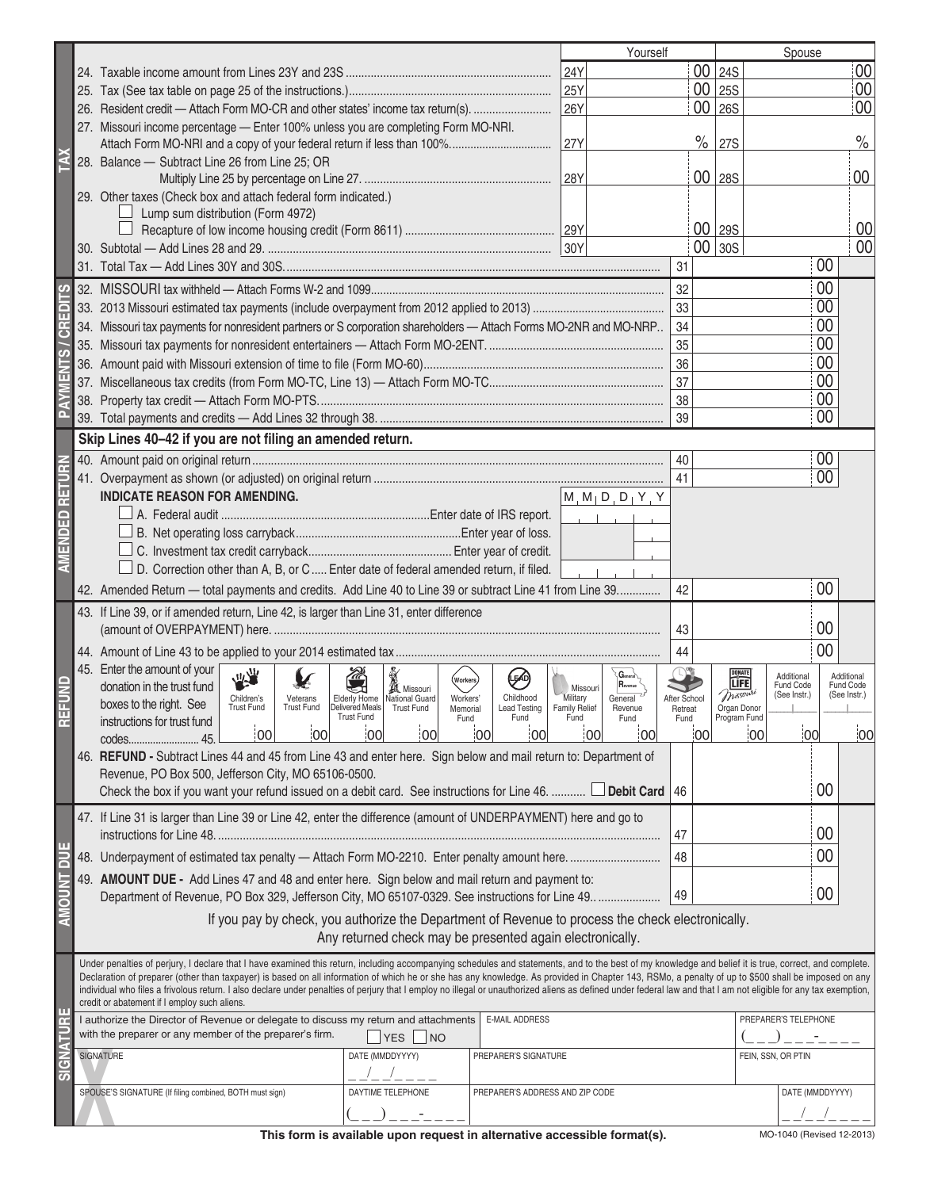## TAX

| | Yourself | | Spouse | |
|---|---|---|---|---|
| 24. Taxable income amount from Lines 23Y and 23S | 24Y | 00 | 24S | 00 |
| 25. Tax (See tax table on page 25 of the instructions.) | 25Y | 00 | 25S | 00 |
| 26. Resident credit — Attach Form MO-CR and other states' income tax return(s). | 26Y | 00 | 26S | 00 |
| 27. Missouri income percentage — Enter 100% unless you are completing Form MO-NRI. Attach Form MO-NRI and a copy of your federal return if less than 100%. | 27Y | % | 27S | % |
| 28. Balance — Subtract Line 26 from Line 25; OR Multiply Line 25 by percentage on Line 27. | 28Y | 00 | 28S | 00 |
| 29. Other taxes (Check box and attach federal form indicated.) ☐ Lump sum distribution (Form 4972) ☐ Recapture of low income housing credit (Form 8611) | 29Y | 00 | 29S | 00 |
| 30. Subtotal — Add Lines 28 and 29. | 30Y | 00 | 30S | 00 |

| | | |
|---|---|---|
| 31. Total Tax — Add Lines 30Y and 30S. | 31 | 00 |

## PAYMENTS / CREDITS

| | | |
|---|---|---|
| 32. MISSOURI tax withheld — Attach Forms W-2 and 1099. | 32 | 00 |
| 33. 2013 Missouri estimated tax payments (include overpayment from 2012 applied to 2013) | 33 | 00 |
| 34. Missouri tax payments for nonresident partners or S corporation shareholders — Attach Forms MO-2NR and MO-NRP. | 34 | 00 |
| 35. Missouri tax payments for nonresident entertainers — Attach Form MO-2ENT. | 35 | 00 |
| 36. Amount paid with Missouri extension of time to file (Form MO-60) | 36 | 00 |
| 37. Miscellaneous tax credits (from Form MO-TC, Line 13) — Attach Form MO-TC. | 37 | 00 |
| 38. Property tax credit — Attach Form MO-PTS. | 38 | 00 |
| 39. Total payments and credits — Add Lines 32 through 38. | 39 | 00 |

## AMENDED RETURN

**Skip Lines 40–42 if you are not filing an amended return.**

| | | |
|---|---|---|
| 40. Amount paid on original return | 40 | 00 |
| 41. Overpayment as shown (or adjusted) on original return | 41 | 00 |

**INDICATE REASON FOR AMENDING.** (M M D D Y Y)

- ☐ A. Federal audit ........ Enter date of IRS report.
- ☐ B. Net operating loss carryback ........ Enter year of loss.
- ☐ C. Investment tax credit carryback ........ Enter year of credit.
- ☐ D. Correction other than A, B, or C ..... Enter date of federal amended return, if filed.

| | | |
|---|---|---|
| 42. Amended Return — total payments and credits. Add Line 40 to Line 39 or subtract Line 41 from Line 39. | 42 | 00 |

## REFUND

| | | |
|---|---|---|
| 43. If Line 39, or if amended return, Line 42, is larger than Line 31, enter difference (amount of OVERPAYMENT) here. | 43 | 00 |
| 44. Amount of Line 43 to be applied to your 2014 estimated tax | 44 | 00 |

45. Enter the amount of your donation in the trust fund boxes to the right. See instructions for trust fund codes......... 45.

| Children's Trust Fund | Veterans Trust Fund | Elderly Home Delivered Meals Trust Fund | Missouri National Guard Trust Fund | Workers' Memorial Fund | Childhood Lead Testing Fund | Missouri Military Family Relief Fund | General Revenue Fund | After School Retreat Fund | Organ Donor Program Fund | Additional Fund Code (See Instr.) | Additional Fund Code (See Instr.) |
|---|---|---|---|---|---|---|---|---|---|---|---|
| 00 | 00 | 00 | 00 | 00 | 00 | 00 | 00 | 00 | 00 | 00 | 00 |

| | | |
|---|---|---|
| 46. **REFUND -** Subtract Lines 44 and 45 from Line 43 and enter here. Sign below and mail return to: Department of Revenue, PO Box 500, Jefferson City, MO 65106-0500. Check the box if you want your refund issued on a debit card. See instructions for Line 46. ☐ **Debit Card** | 46 | 00 |

## AMOUNT DUE

| | | |
|---|---|---|
| 47. If Line 31 is larger than Line 39 or Line 42, enter the difference (amount of UNDERPAYMENT) here and go to instructions for Line 48. | 47 | 00 |
| 48. Underpayment of estimated tax penalty — Attach Form MO-2210. Enter penalty amount here. | 48 | 00 |
| 49. **AMOUNT DUE -** Add Lines 47 and 48 and enter here. Sign below and mail return and payment to: Department of Revenue, PO Box 329, Jefferson City, MO 65107-0329. See instructions for Line 49. | 49 | 00 |

If you pay by check, you authorize the Department of Revenue to process the check electronically. Any returned check may be presented again electronically.

## SIGNATURE

Under penalties of perjury, I declare that I have examined this return, including accompanying schedules and statements, and to the best of my knowledge and belief it is true, correct, and complete. Declaration of preparer (other than taxpayer) is based on all information of which he or she has any knowledge. As provided in Chapter 143, RSMo, a penalty of up to $500 shall be imposed on any individual who files a frivolous return. I also declare under penalties of perjury that I employ no illegal or unauthorized aliens as defined under federal law and that I am not eligible for any tax exemption, credit or abatement if I employ such aliens.

| | | | |
|---|---|---|---|
| I authorize the Director of Revenue or delegate to discuss my return and attachments with the preparer or any member of the preparer's firm. ☐ YES ☐ NO | | E-MAIL ADDRESS | PREPARER'S TELEPHONE (\_\_\_) \_\_\_-\_\_\_\_ |
| SIGNATURE | DATE (MMDDYYYY) \_\_/\_\_/\_\_\_\_ | PREPARER'S SIGNATURE | FEIN, SSN, OR PTIN |
| SPOUSE'S SIGNATURE (If filing combined, BOTH must sign) | DAYTIME TELEPHONE (\_\_\_) \_\_\_-\_\_\_\_ | PREPARER'S ADDRESS AND ZIP CODE | DATE (MMDDYYYY) \_\_/\_\_/\_\_\_\_ |

**This form is available upon request in alternative accessible format(s).**

MO-1040 (Revised 12-2013)